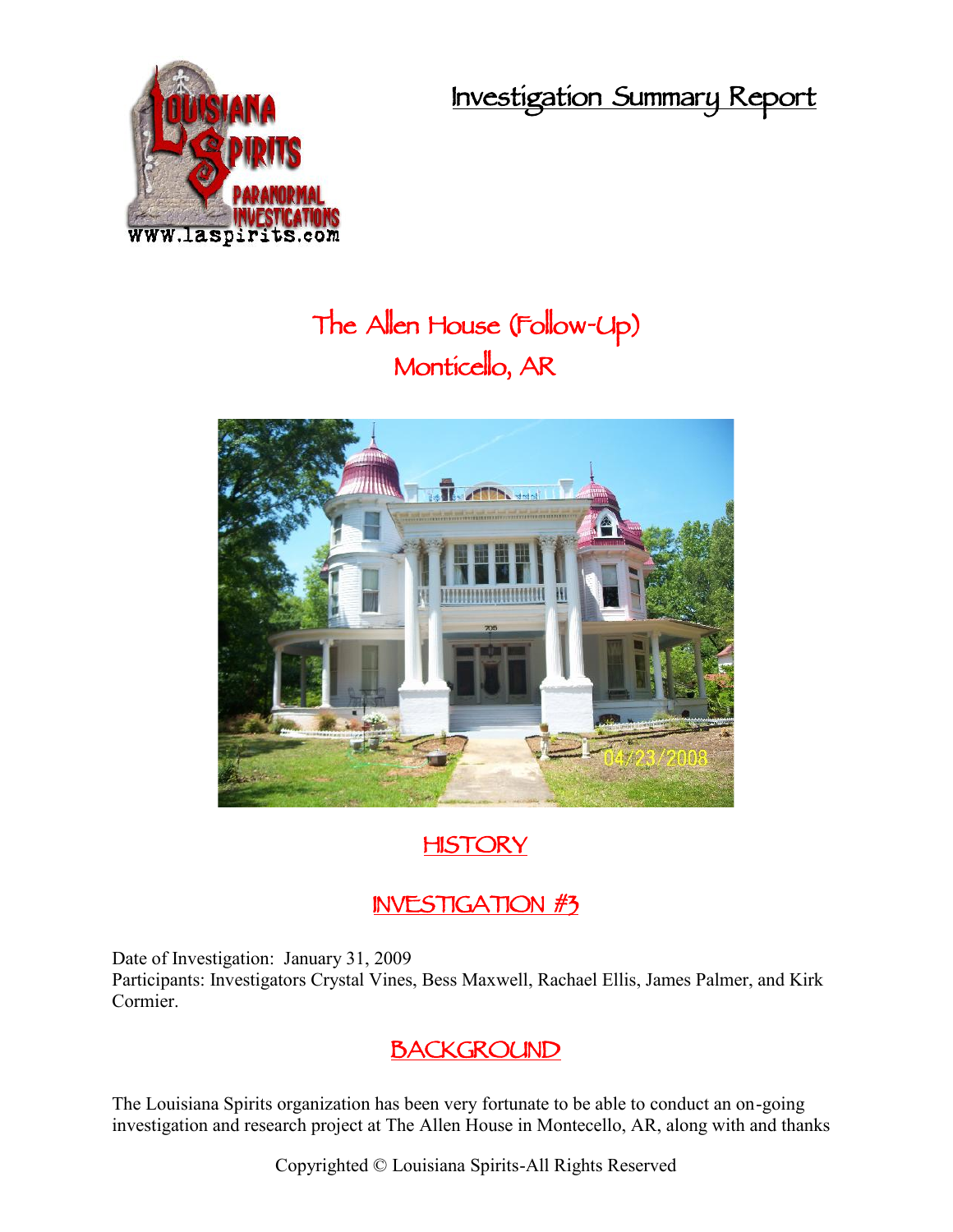# Investigation Summary Report

## The Allen House (Follow-Up)
## Monticello, AR

## HISTORY

## INVESTIGATION #3

Date of Investigation: January 31, 2009
Participants: Investigators Crystal Vines, Bess Maxwell, Rachael Ellis, James Palmer, and Kirk Cormier.

## BACKGROUND

The Louisiana Spirits organization has been very fortunate to be able to conduct an on-going investigation and research project at The Allen House in Montecello, AR, along with and thanks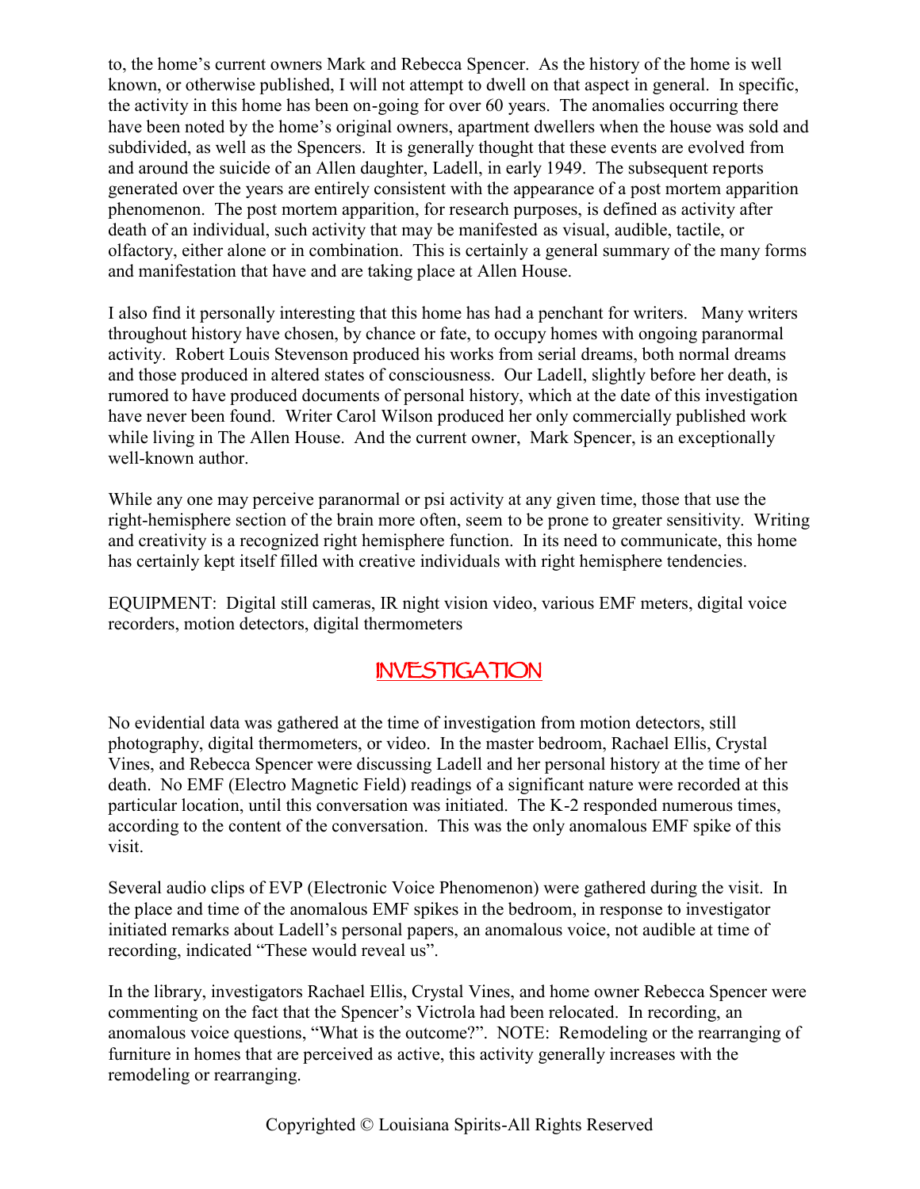to, the home's current owners Mark and Rebecca Spencer. As the history of the home is well known, or otherwise published, I will not attempt to dwell on that aspect in general. In specific, the activity in this home has been on-going for over 60 years. The anomalies occurring there have been noted by the home's original owners, apartment dwellers when the house was sold and subdivided, as well as the Spencers. It is generally thought that these events are evolved from and around the suicide of an Allen daughter, Ladell, in early 1949. The subsequent reports generated over the years are entirely consistent with the appearance of a post mortem apparition phenomenon. The post mortem apparition, for research purposes, is defined as activity after death of an individual, such activity that may be manifested as visual, audible, tactile, or olfactory, either alone or in combination. This is certainly a general summary of the many forms and manifestation that have and are taking place at Allen House.

I also find it personally interesting that this home has had a penchant for writers. Many writers throughout history have chosen, by chance or fate, to occupy homes with ongoing paranormal activity. Robert Louis Stevenson produced his works from serial dreams, both normal dreams and those produced in altered states of consciousness. Our Ladell, slightly before her death, is rumored to have produced documents of personal history, which at the date of this investigation have never been found. Writer Carol Wilson produced her only commercially published work while living in The Allen House. And the current owner, Mark Spencer, is an exceptionally well-known author.

While any one may perceive paranormal or psi activity at any given time, those that use the right-hemisphere section of the brain more often, seem to be prone to greater sensitivity. Writing and creativity is a recognized right hemisphere function. In its need to communicate, this home has certainly kept itself filled with creative individuals with right hemisphere tendencies.

EQUIPMENT: Digital still cameras, IR night vision video, various EMF meters, digital voice recorders, motion detectors, digital thermometers

## INVESTIGATION

No evidential data was gathered at the time of investigation from motion detectors, still photography, digital thermometers, or video. In the master bedroom, Rachael Ellis, Crystal Vines, and Rebecca Spencer were discussing Ladell and her personal history at the time of her death. No EMF (Electro Magnetic Field) readings of a significant nature were recorded at this particular location, until this conversation was initiated. The K-2 responded numerous times, according to the content of the conversation. This was the only anomalous EMF spike of this visit.

Several audio clips of EVP (Electronic Voice Phenomenon) were gathered during the visit. In the place and time of the anomalous EMF spikes in the bedroom, in response to investigator initiated remarks about Ladell's personal papers, an anomalous voice, not audible at time of recording, indicated "These would reveal us".

In the library, investigators Rachael Ellis, Crystal Vines, and home owner Rebecca Spencer were commenting on the fact that the Spencer's Victrola had been relocated. In recording, an anomalous voice questions, "What is the outcome?". NOTE: Remodeling or the rearranging of furniture in homes that are perceived as active, this activity generally increases with the remodeling or rearranging.

Copyrighted © Louisiana Spirits-All Rights Reserved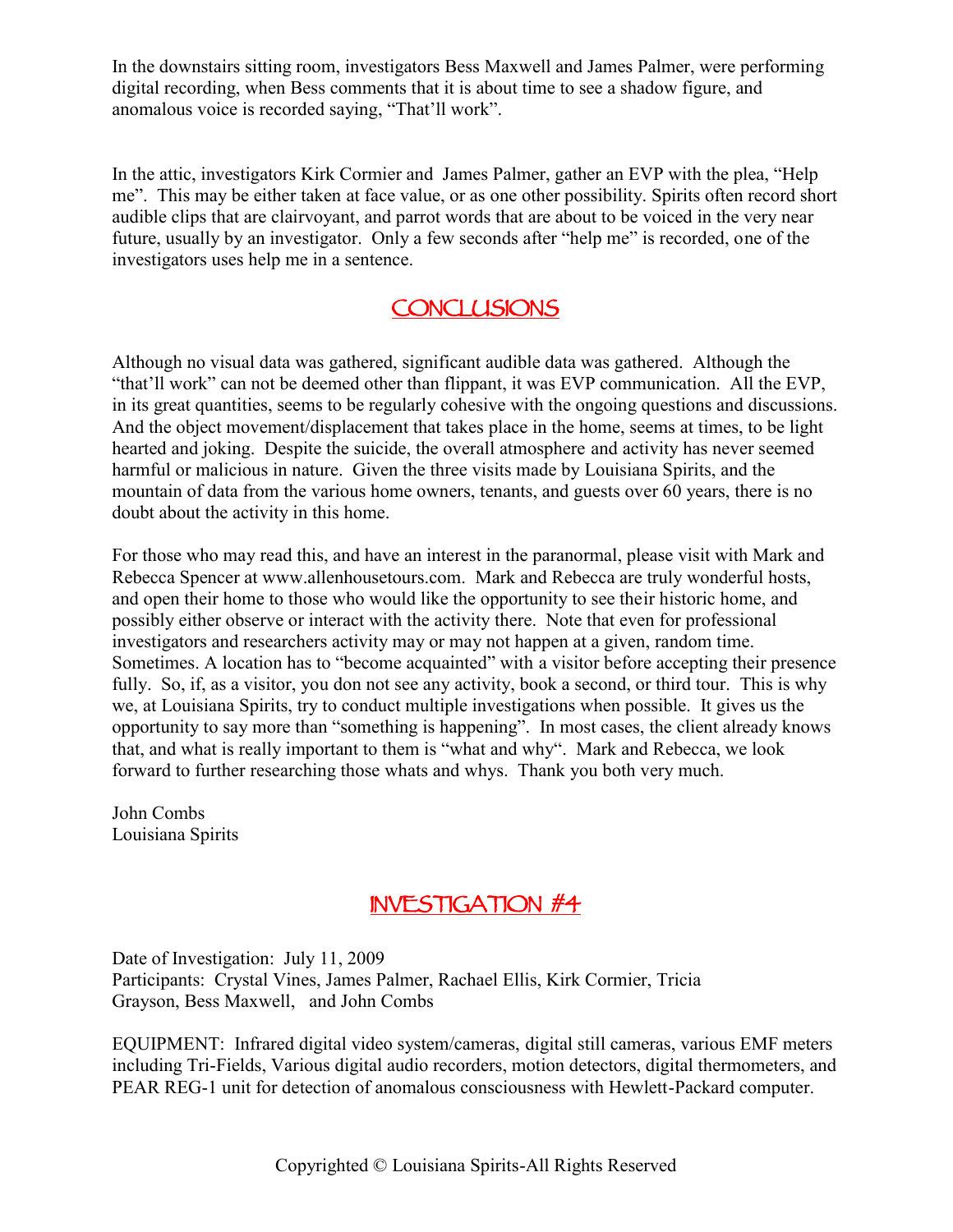In the downstairs sitting room, investigators Bess Maxwell and James Palmer, were performing digital recording, when Bess comments that it is about time to see a shadow figure, and anomalous voice is recorded saying, "That'll work".

In the attic, investigators Kirk Cormier and James Palmer, gather an EVP with the plea, "Help me". This may be either taken at face value, or as one other possibility. Spirits often record short audible clips that are clairvoyant, and parrot words that are about to be voiced in the very near future, usually by an investigator. Only a few seconds after "help me" is recorded, one of the investigators uses help me in a sentence.

## CONCLUSIONS

Although no visual data was gathered, significant audible data was gathered. Although the "that'll work" can not be deemed other than flippant, it was EVP communication. All the EVP, in its great quantities, seems to be regularly cohesive with the ongoing questions and discussions. And the object movement/displacement that takes place in the home, seems at times, to be light hearted and joking. Despite the suicide, the overall atmosphere and activity has never seemed harmful or malicious in nature. Given the three visits made by Louisiana Spirits, and the mountain of data from the various home owners, tenants, and guests over 60 years, there is no doubt about the activity in this home.

For those who may read this, and have an interest in the paranormal, please visit with Mark and Rebecca Spencer at www.allenhousetours.com. Mark and Rebecca are truly wonderful hosts, and open their home to those who would like the opportunity to see their historic home, and possibly either observe or interact with the activity there. Note that even for professional investigators and researchers activity may or may not happen at a given, random time. Sometimes. A location has to "become acquainted" with a visitor before accepting their presence fully. So, if, as a visitor, you don not see any activity, book a second, or third tour. This is why we, at Louisiana Spirits, try to conduct multiple investigations when possible. It gives us the opportunity to say more than "something is happening". In most cases, the client already knows that, and what is really important to them is "what and why". Mark and Rebecca, we look forward to further researching those whats and whys. Thank you both very much.

John Combs
Louisiana Spirits

## INVESTIGATION #4

Date of Investigation: July 11, 2009
Participants: Crystal Vines, James Palmer, Rachael Ellis, Kirk Cormier, Tricia Grayson, Bess Maxwell, and John Combs

EQUIPMENT: Infrared digital video system/cameras, digital still cameras, various EMF meters including Tri-Fields, Various digital audio recorders, motion detectors, digital thermometers, and PEAR REG-1 unit for detection of anomalous consciousness with Hewlett-Packard computer.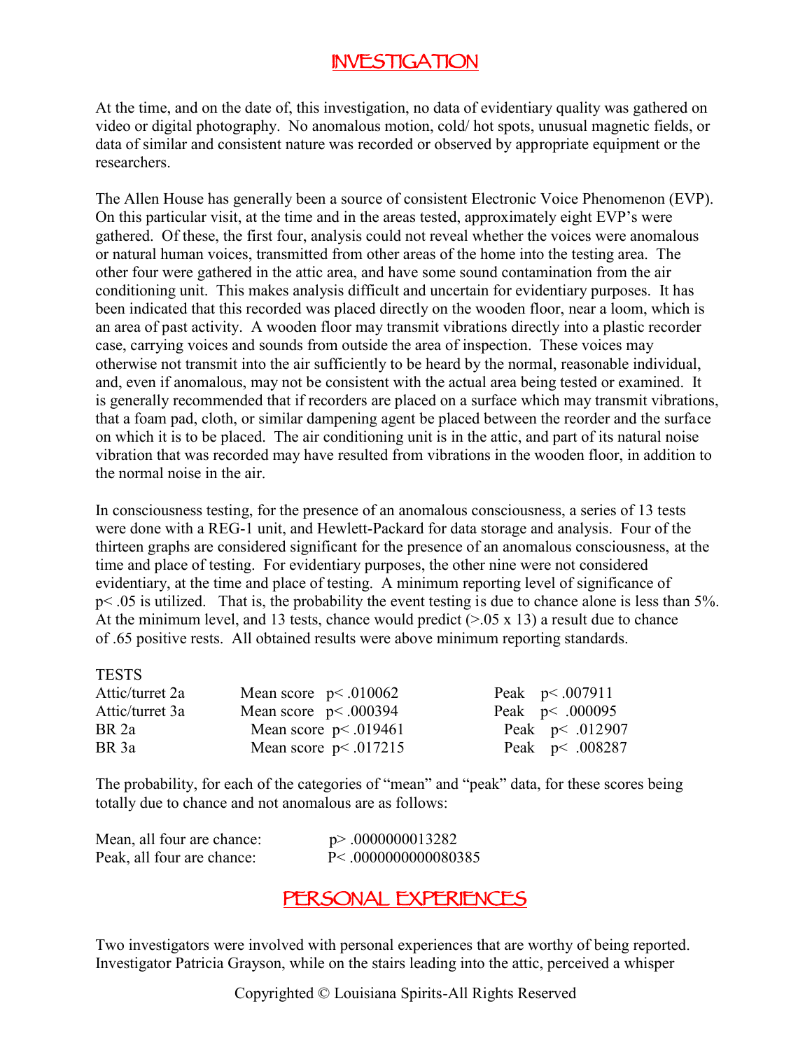# INVESTIGATION

At the time, and on the date of, this investigation, no data of evidentiary quality was gathered on video or digital photography. No anomalous motion, cold/ hot spots, unusual magnetic fields, or data of similar and consistent nature was recorded or observed by appropriate equipment or the researchers.

The Allen House has generally been a source of consistent Electronic Voice Phenomenon (EVP). On this particular visit, at the time and in the areas tested, approximately eight EVP's were gathered. Of these, the first four, analysis could not reveal whether the voices were anomalous or natural human voices, transmitted from other areas of the home into the testing area. The other four were gathered in the attic area, and have some sound contamination from the air conditioning unit. This makes analysis difficult and uncertain for evidentiary purposes. It has been indicated that this recorded was placed directly on the wooden floor, near a loom, which is an area of past activity. A wooden floor may transmit vibrations directly into a plastic recorder case, carrying voices and sounds from outside the area of inspection. These voices may otherwise not transmit into the air sufficiently to be heard by the normal, reasonable individual, and, even if anomalous, may not be consistent with the actual area being tested or examined. It is generally recommended that if recorders are placed on a surface which may transmit vibrations, that a foam pad, cloth, or similar dampening agent be placed between the reorder and the surface on which it is to be placed. The air conditioning unit is in the attic, and part of its natural noise vibration that was recorded may have resulted from vibrations in the wooden floor, in addition to the normal noise in the air.

In consciousness testing, for the presence of an anomalous consciousness, a series of 13 tests were done with a REG-1 unit, and Hewlett-Packard for data storage and analysis. Four of the thirteen graphs are considered significant for the presence of an anomalous consciousness, at the time and place of testing. For evidentiary purposes, the other nine were not considered evidentiary, at the time and place of testing. A minimum reporting level of significance of $p< .05$ is utilized. That is, the probability the event testing is due to chance alone is less than 5%. At the minimum level, and 13 tests, chance would predict ($>.05 \times 13$) a result due to chance of .65 positive rests. All obtained results were above minimum reporting standards.

| TESTS | | |
|---|---|---|
| Attic/turret 2a | Mean score $p< .010062$ | Peak $p< .007911$ |
| Attic/turret 3a | Mean score $p< .000394$ | Peak $p< .000095$ |
| BR 2a | Mean score $p< .019461$ | Peak $p< .012907$ |
| BR 3a | Mean score $p< .017215$ | Peak $p< .008287$ |

The probability, for each of the categories of "mean" and "peak" data, for these scores being totally due to chance and not anomalous are as follows:

| | |
|---|---|
| Mean, all four are chance: | $p> .0000000013282$ |
| Peak, all four are chance: | $P< .0000000000080385$ |

# PERSONAL EXPERIENCES

Two investigators were involved with personal experiences that are worthy of being reported. Investigator Patricia Grayson, while on the stairs leading into the attic, perceived a whisper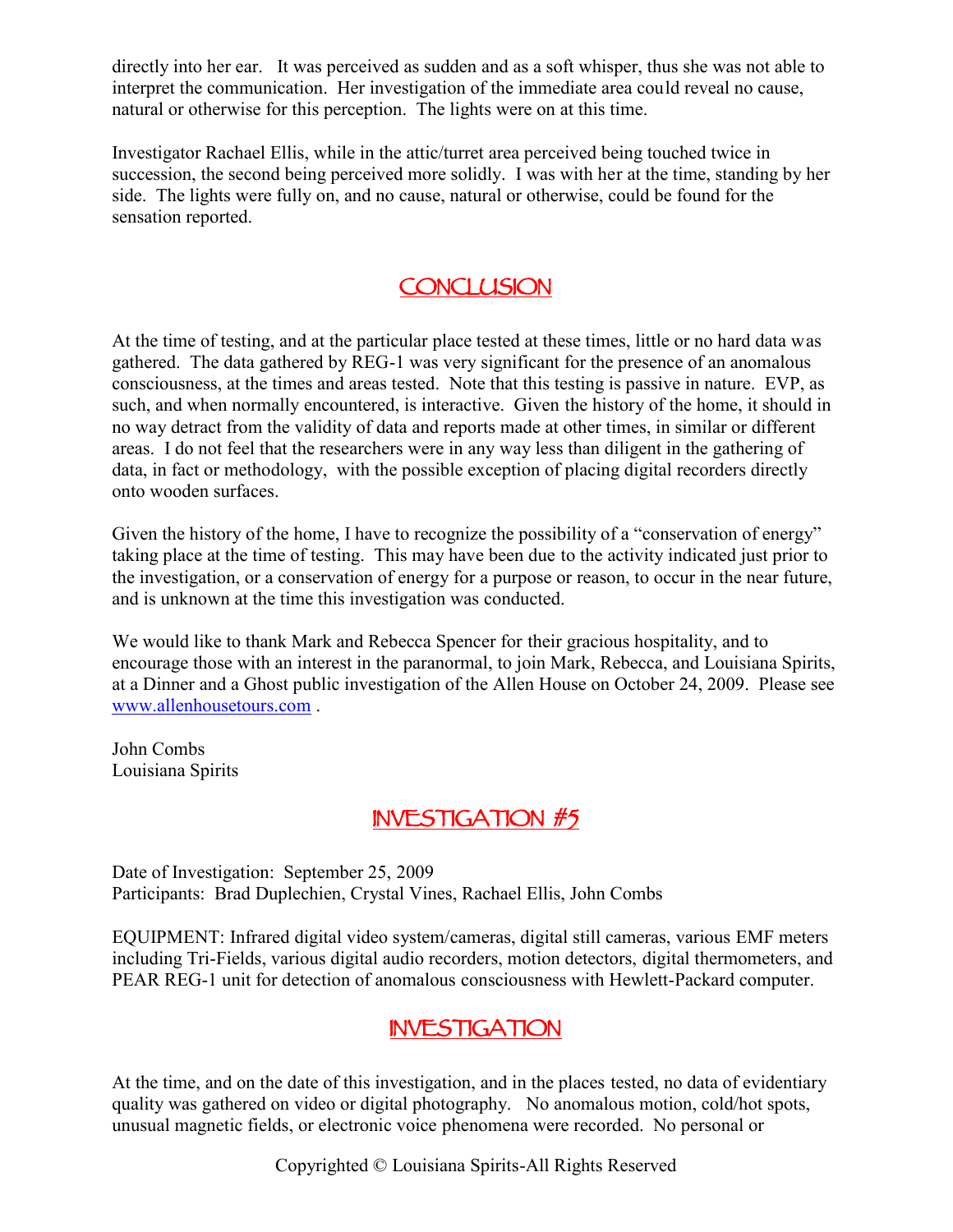directly into her ear. It was perceived as sudden and as a soft whisper, thus she was not able to interpret the communication. Her investigation of the immediate area could reveal no cause, natural or otherwise for this perception. The lights were on at this time.

Investigator Rachael Ellis, while in the attic/turret area perceived being touched twice in succession, the second being perceived more solidly. I was with her at the time, standing by her side. The lights were fully on, and no cause, natural or otherwise, could be found for the sensation reported.

## CONCLUSION

At the time of testing, and at the particular place tested at these times, little or no hard data was gathered. The data gathered by REG-1 was very significant for the presence of an anomalous consciousness, at the times and areas tested. Note that this testing is passive in nature. EVP, as such, and when normally encountered, is interactive. Given the history of the home, it should in no way detract from the validity of data and reports made at other times, in similar or different areas. I do not feel that the researchers were in any way less than diligent in the gathering of data, in fact or methodology, with the possible exception of placing digital recorders directly onto wooden surfaces.

Given the history of the home, I have to recognize the possibility of a "conservation of energy" taking place at the time of testing. This may have been due to the activity indicated just prior to the investigation, or a conservation of energy for a purpose or reason, to occur in the near future, and is unknown at the time this investigation was conducted.

We would like to thank Mark and Rebecca Spencer for their gracious hospitality, and to encourage those with an interest in the paranormal, to join Mark, Rebecca, and Louisiana Spirits, at a Dinner and a Ghost public investigation of the Allen House on October 24, 2009. Please see www.allenhousetours.com .

John Combs
Louisiana Spirits

## INVESTIGATION #5

Date of Investigation: September 25, 2009
Participants: Brad Duplechien, Crystal Vines, Rachael Ellis, John Combs

EQUIPMENT: Infrared digital video system/cameras, digital still cameras, various EMF meters including Tri-Fields, various digital audio recorders, motion detectors, digital thermometers, and PEAR REG-1 unit for detection of anomalous consciousness with Hewlett-Packard computer.

## INVESTIGATION

At the time, and on the date of this investigation, and in the places tested, no data of evidentiary quality was gathered on video or digital photography. No anomalous motion, cold/hot spots, unusual magnetic fields, or electronic voice phenomena were recorded. No personal or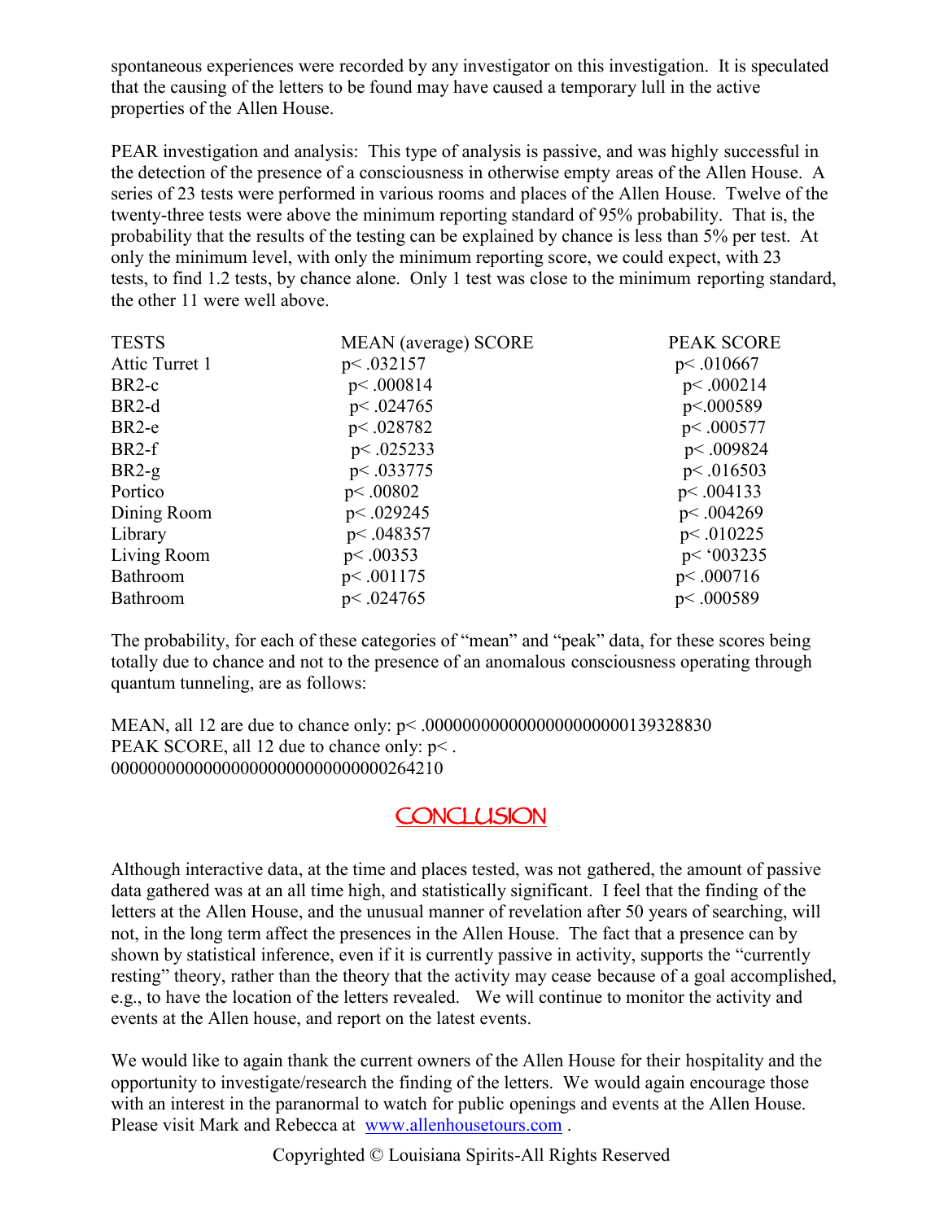spontaneous experiences were recorded by any investigator on this investigation. It is speculated that the causing of the letters to be found may have caused a temporary lull in the active properties of the Allen House.

PEAR investigation and analysis: This type of analysis is passive, and was highly successful in the detection of the presence of a consciousness in otherwise empty areas of the Allen House. A series of 23 tests were performed in various rooms and places of the Allen House. Twelve of the twenty-three tests were above the minimum reporting standard of 95% probability. That is, the probability that the results of the testing can be explained by chance is less than 5% per test. At only the minimum level, with only the minimum reporting score, we could expect, with 23 tests, to find 1.2 tests, by chance alone. Only 1 test was close to the minimum reporting standard, the other 11 were well above.

| TESTS | MEAN (average) SCORE | PEAK SCORE |
|---|---|---|
| Attic Turret 1 | p< .032157 | p< .010667 |
| BR2-c | p< .000814 | p< .000214 |
| BR2-d | p< .024765 | p<.000589 |
| BR2-e | p< .028782 | p< .000577 |
| BR2-f | p< .025233 | p< .009824 |
| BR2-g | p< .033775 | p< .016503 |
| Portico | p< .00802 | p< .004133 |
| Dining Room | p< .029245 | p< .004269 |
| Library | p< .048357 | p< .010225 |
| Living Room | p< .00353 | p< '003235 |
| Bathroom | p< .001175 | p< .000716 |
| Bathroom | p< .024765 | p< .000589 |

The probability, for each of these categories of "mean" and "peak" data, for these scores being totally due to chance and not to the presence of an anomalous consciousness operating through quantum tunneling, are as follows:

MEAN, all 12 are due to chance only: p< .000000000000000000000139328830
PEAK SCORE, all 12 due to chance only: p< .
00000000000000000000000000000264210

## CONCLUSION

Although interactive data, at the time and places tested, was not gathered, the amount of passive data gathered was at an all time high, and statistically significant. I feel that the finding of the letters at the Allen House, and the unusual manner of revelation after 50 years of searching, will not, in the long term affect the presences in the Allen House. The fact that a presence can by shown by statistical inference, even if it is currently passive in activity, supports the "currently resting" theory, rather than the theory that the activity may cease because of a goal accomplished, e.g., to have the location of the letters revealed. We will continue to monitor the activity and events at the Allen house, and report on the latest events.

We would like to again thank the current owners of the Allen House for their hospitality and the opportunity to investigate/research the finding of the letters. We would again encourage those with an interest in the paranormal to watch for public openings and events at the Allen House. Please visit Mark and Rebecca at [www.allenhousetours.com](www.allenhousetours.com) .

Copyrighted © Louisiana Spirits-All Rights Reserved